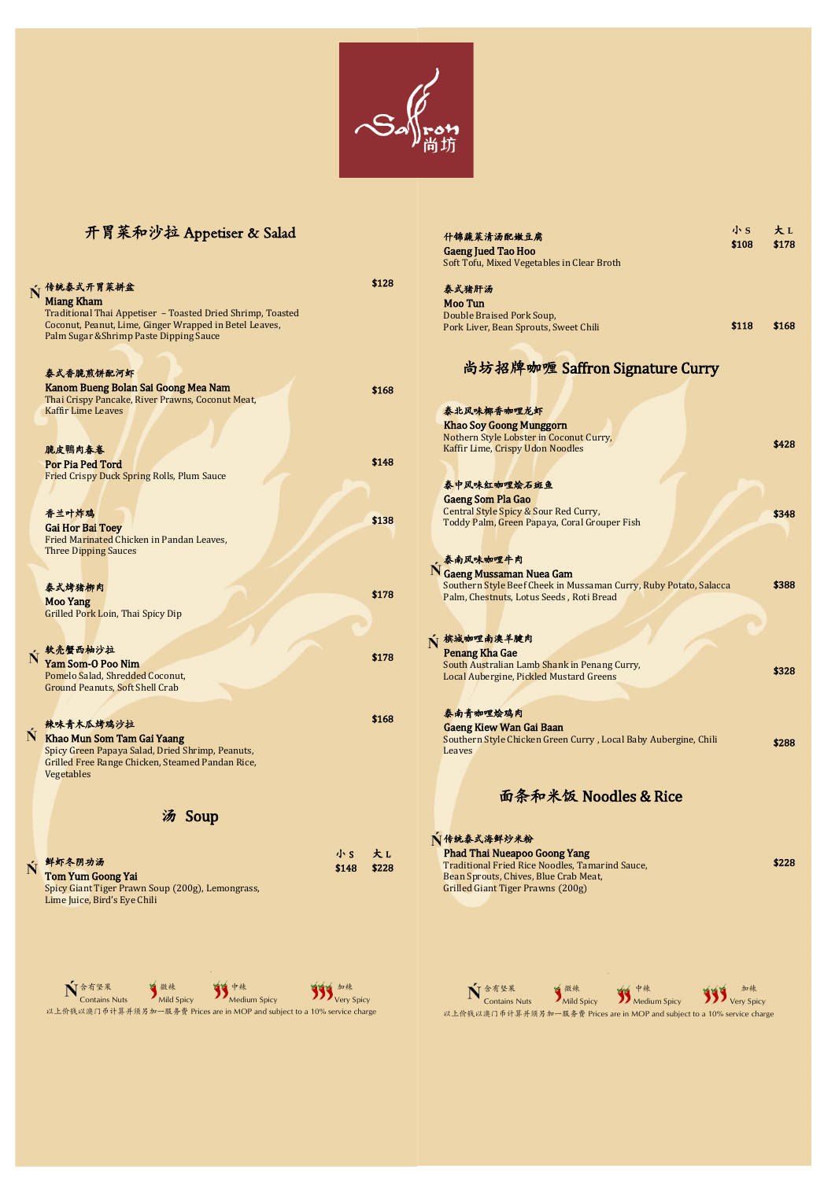# Saffron 尚坊

## 开胃菜和沙拉 Appetiser & Salad

Ń 传统泰式开胃菜拼盆
**Miang Kham** — $128
Traditional Thai Appetiser – Toasted Dried Shrimp, Toasted Coconut, Peanut, Lime, Ginger Wrapped in Betel Leaves, Palm Sugar &Shrimp Paste Dipping Sauce

泰式香脆煎饼配河虾
**Kanom Bueng Bolan Sai Goong Mea Nam** — $168
Thai Crispy Pancake, River Prawns, Coconut Meat, Kaffir Lime Leaves

脆皮鸭肉春卷
**Por Pia Ped Tord** — $148
Fried Crispy Duck Spring Rolls, Plum Sauce

香兰叶炸鸡
**Gai Hor Bai Toey** — $138
Fried Marinated Chicken in Pandan Leaves, Three Dipping Sauces

泰式烤猪柳肉
**Moo Yang** — $178
Grilled Pork Loin, Thai Spicy Dip

Ń 软壳蟹西柚沙拉
**Yam Som-O Poo Nim** — $178
Pomelo Salad, Shredded Coconut, Ground Peanuts, Soft Shell Crab

Ń 辣味青木瓜烤鸡沙拉
**Khao Mun Som Tam Gai Yaang** — $168
Spicy Green Papaya Salad, Dried Shrimp, Peanuts, Grilled Free Range Chicken, Steamed Pandan Rice, Vegetables

## 汤 Soup

| | 小 S | 大 L |
|---|---|---|
| Ń 鲜虾冬阴功汤<br>**Tom Yum Goong Yai**<br>Spicy Giant Tiger Prawn Soup (200g), Lemongrass, Lime Juice, Bird's Eye Chili | $148 | $228 |
| 什锦蔬菜清汤配嫩豆腐<br>**Gaeng Jued Tao Hoo**<br>Soft Tofu, Mixed Vegetables in Clear Broth | $108 | $178 |
| 泰式猪肝汤<br>**Moo Tun**<br>Double Braised Pork Soup, Pork Liver, Bean Sprouts, Sweet Chili | $118 | $168 |

## 尚坊招牌咖喱 Saffron Signature Curry

泰北风味椰香咖喱龙虾
**Khao Soy Goong Munggorn** — $428
Nothern Style Lobster in Coconut Curry, Kaffir Lime, Crispy Udon Noodles

泰中风味红咖喱烩石斑鱼
**Gaeng Som Pla Gao** — $348
Central Style Spicy & Sour Red Curry, Toddy Palm, Green Papaya, Coral Grouper Fish

Ń 泰南风味咖喱牛肉
**Gaeng Mussaman Nuea Gam** — $388
Southern Style Beef Cheek in Mussaman Curry, Ruby Potato, Salacca Palm, Chestnuts, Lotus Seeds , Roti Bread

Ń 槟城咖喱南澳羊腱肉
**Penang Kha Gae** — $328
South Australian Lamb Shank in Penang Curry, Local Aubergine, Pickled Mustard Greens

泰南青咖喱烩鸡肉
**Gaeng Kiew Wan Gai Baan** — $288
Southern Style Chicken Green Curry , Local Baby Aubergine, Chili Leaves

## 面条和米饭 Noodles & Rice

Ń 传统泰式海鲜炒米粉
**Phad Thai Nueapoo Goong Yang** — $228
Traditional Fried Rice Noodles, Tamarind Sauce, Bean Sprouts, Chives, Blue Crab Meat, Grilled Giant Tiger Prawns (200g)

Ń 含有坚果 Contains Nuts　微辣 Mild Spicy　中辣 Medium Spicy　加辣 Very Spicy

以上价钱以澳门币计算并须另加一服务费 Prices are in MOP and subject to a 10% service charge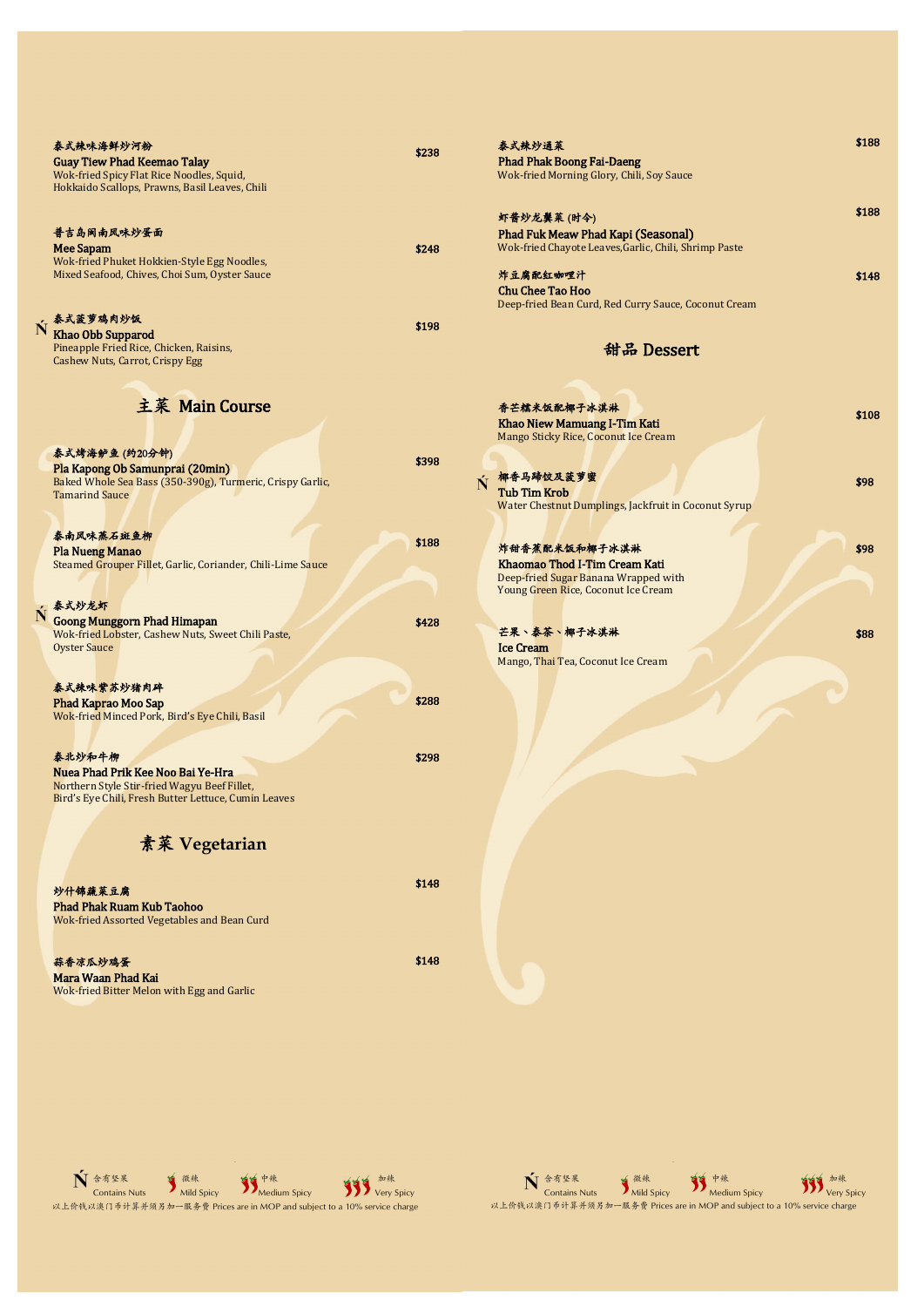泰式辣味海鲜炒河粉
**Guay Tiew Phad Keemao Talay** — $238
Wok-fried Spicy Flat Rice Noodles, Squid, Hokkaido Scallops, Prawns, Basil Leaves, Chili

普吉岛闽南风味炒蛋面
**Mee Sapam** — $248
Wok-fried Phuket Hokkien-Style Egg Noodles, Mixed Seafood, Chives, Choi Sum, Oyster Sauce

Ń 泰式菠萝鸡肉炒饭
**Khao Obb Supparod** — $198
Pineapple Fried Rice, Chicken, Raisins, Cashew Nuts, Carrot, Crispy Egg

## 主菜 Main Course

泰式烤海鲈鱼 (约20分钟)
**Pla Kapong Ob Samunprai (20min)** — $398
Baked Whole Sea Bass (350-390g), Turmeric, Crispy Garlic, Tamarind Sauce

泰南风味蒸石斑鱼柳
**Pla Nueng Manao** — $188
Steamed Grouper Fillet, Garlic, Coriander, Chili-Lime Sauce

Ń 泰式炒龙虾
**Goong Munggorn Phad Himapan** — $428
Wok-fried Lobster, Cashew Nuts, Sweet Chili Paste, Oyster Sauce

泰式辣味紫苏炒猪肉碎
**Phad Kaprao Moo Sap** — $288
Wok-fried Minced Pork, Bird's Eye Chili, Basil

泰北炒和牛柳
**Nuea Phad Prik Kee Noo Bai Ye-Hra** — $298
Northern Style Stir-fried Wagyu Beef Fillet, Bird's Eye Chili, Fresh Butter Lettuce, Cumin Leaves

## 素菜 Vegetarian

炒什锦蔬菜豆腐
**Phad Phak Ruam Kub Taohoo** — $148
Wok-fried Assorted Vegetables and Bean Curd

蒜香凉瓜炒鸡蛋
**Mara Waan Phad Kai** — $148
Wok-fried Bitter Melon with Egg and Garlic

泰式辣炒通菜
**Phad Phak Boong Fai-Daeng** — $188
Wok-fried Morning Glory, Chili, Soy Sauce

虾酱炒龙须菜 (时令)
**Phad Fuk Meaw Phad Kapi (Seasonal)** — $188
Wok-fried Chayote Leaves,Garlic, Chili, Shrimp Paste

炸豆腐配红咖喱汁
**Chu Chee Tao Hoo** — $148
Deep-fried Bean Curd, Red Curry Sauce, Coconut Cream

## 甜品 Dessert

香芒糯米饭配椰子冰淇淋
**Khao Niew Mamuang I-Tim Kati** — $108
Mango Sticky Rice, Coconut Ice Cream

Ń 椰香马蹄饺及菠萝蜜
**Tub Tim Krob** — $98
Water Chestnut Dumplings, Jackfruit in Coconut Syrup

炸甜香蕉配米饭和椰子冰淇淋
**Khaomao Thod I-Tim Cream Kati** — $98
Deep-fried Sugar Banana Wrapped with Young Green Rice, Coconut Ice Cream

芒果、泰茶、椰子冰淇淋
**Ice Cream** — $88
Mango, Thai Tea, Coconut Ice Cream

Ń 含有坚果 Contains Nuts　微辣 Mild Spicy　中辣 Medium Spicy　加辣 Very Spicy

以上价钱以澳门币计算并须另加一服务费 Prices are in MOP and subject to a 10% service charge